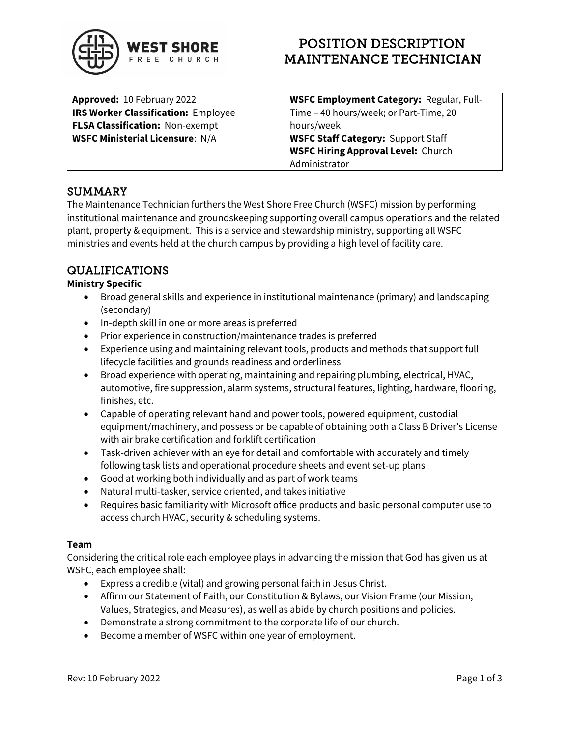# POSITION DESCRIPTION MAINTENANCE TECHNICIAN

WEST SHORE FREE CHURCH

| | |
|---|---|
| **Approved:** 10 February 2022<br>**IRS Worker Classification:** Employee<br>**FLSA Classification:** Non-exempt<br>**WSFC Ministerial Licensure**: N/A | **WSFC Employment Category:** Regular, Full-Time – 40 hours/week; or Part-Time, 20 hours/week<br>**WSFC Staff Category:** Support Staff<br>**WSFC Hiring Approval Level:** Church Administrator |

## SUMMARY

The Maintenance Technician furthers the West Shore Free Church (WSFC) mission by performing institutional maintenance and groundskeeping supporting overall campus operations and the related plant, property & equipment. This is a service and stewardship ministry, supporting all WSFC ministries and events held at the church campus by providing a high level of facility care.

## QUALIFICATIONS

### Ministry Specific

- Broad general skills and experience in institutional maintenance (primary) and landscaping (secondary)
- In-depth skill in one or more areas is preferred
- Prior experience in construction/maintenance trades is preferred
- Experience using and maintaining relevant tools, products and methods that support full lifecycle facilities and grounds readiness and orderliness
- Broad experience with operating, maintaining and repairing plumbing, electrical, HVAC, automotive, fire suppression, alarm systems, structural features, lighting, hardware, flooring, finishes, etc.
- Capable of operating relevant hand and power tools, powered equipment, custodial equipment/machinery, and possess or be capable of obtaining both a Class B Driver's License with air brake certification and forklift certification
- Task-driven achiever with an eye for detail and comfortable with accurately and timely following task lists and operational procedure sheets and event set-up plans
- Good at working both individually and as part of work teams
- Natural multi-tasker, service oriented, and takes initiative
- Requires basic familiarity with Microsoft office products and basic personal computer use to access church HVAC, security & scheduling systems.

### Team

Considering the critical role each employee plays in advancing the mission that God has given us at WSFC, each employee shall:

- Express a credible (vital) and growing personal faith in Jesus Christ.
- Affirm our Statement of Faith, our Constitution & Bylaws, our Vision Frame (our Mission, Values, Strategies, and Measures), as well as abide by church positions and policies.
- Demonstrate a strong commitment to the corporate life of our church.
- Become a member of WSFC within one year of employment.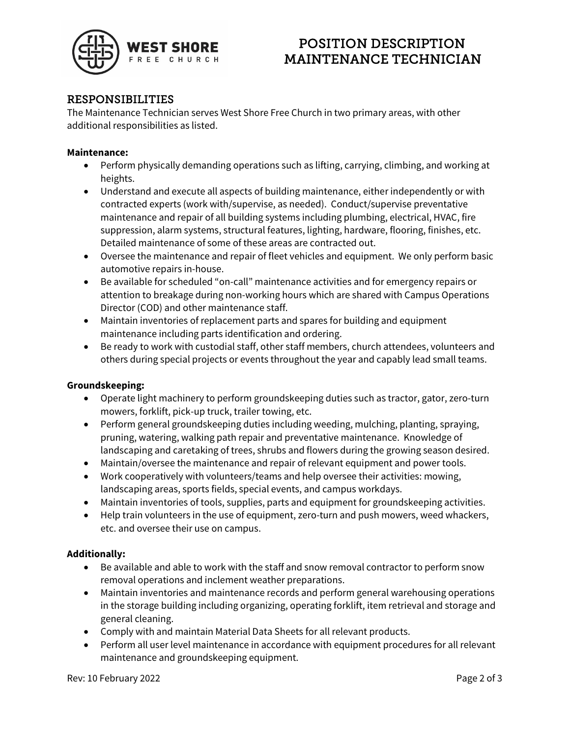# POSITION DESCRIPTION MAINTENANCE TECHNICIAN

## RESPONSIBILITIES

The Maintenance Technician serves West Shore Free Church in two primary areas, with other additional responsibilities as listed.

**Maintenance:**

- Perform physically demanding operations such as lifting, carrying, climbing, and working at heights.
- Understand and execute all aspects of building maintenance, either independently or with contracted experts (work with/supervise, as needed). Conduct/supervise preventative maintenance and repair of all building systems including plumbing, electrical, HVAC, fire suppression, alarm systems, structural features, lighting, hardware, flooring, finishes, etc. Detailed maintenance of some of these areas are contracted out.
- Oversee the maintenance and repair of fleet vehicles and equipment. We only perform basic automotive repairs in-house.
- Be available for scheduled "on-call" maintenance activities and for emergency repairs or attention to breakage during non-working hours which are shared with Campus Operations Director (COD) and other maintenance staff.
- Maintain inventories of replacement parts and spares for building and equipment maintenance including parts identification and ordering.
- Be ready to work with custodial staff, other staff members, church attendees, volunteers and others during special projects or events throughout the year and capably lead small teams.

**Groundskeeping:**

- Operate light machinery to perform groundskeeping duties such as tractor, gator, zero-turn mowers, forklift, pick-up truck, trailer towing, etc.
- Perform general groundskeeping duties including weeding, mulching, planting, spraying, pruning, watering, walking path repair and preventative maintenance. Knowledge of landscaping and caretaking of trees, shrubs and flowers during the growing season desired.
- Maintain/oversee the maintenance and repair of relevant equipment and power tools.
- Work cooperatively with volunteers/teams and help oversee their activities: mowing, landscaping areas, sports fields, special events, and campus workdays.
- Maintain inventories of tools, supplies, parts and equipment for groundskeeping activities.
- Help train volunteers in the use of equipment, zero-turn and push mowers, weed whackers, etc. and oversee their use on campus.

**Additionally:**

- Be available and able to work with the staff and snow removal contractor to perform snow removal operations and inclement weather preparations.
- Maintain inventories and maintenance records and perform general warehousing operations in the storage building including organizing, operating forklift, item retrieval and storage and general cleaning.
- Comply with and maintain Material Data Sheets for all relevant products.
- Perform all user level maintenance in accordance with equipment procedures for all relevant maintenance and groundskeeping equipment.

Rev: 10 February 2022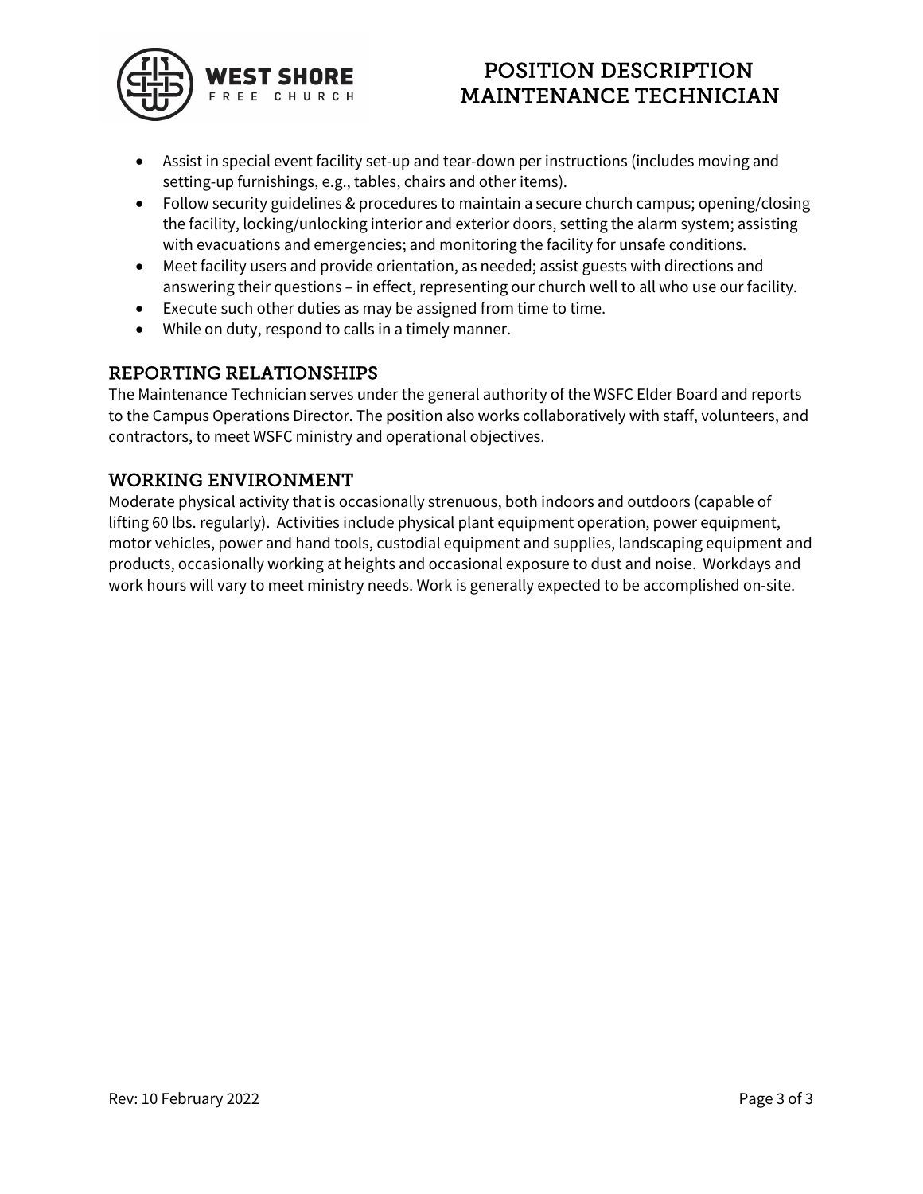- Assist in special event facility set-up and tear-down per instructions (includes moving and setting-up furnishings, e.g., tables, chairs and other items).
- Follow security guidelines & procedures to maintain a secure church campus; opening/closing the facility, locking/unlocking interior and exterior doors, setting the alarm system; assisting with evacuations and emergencies; and monitoring the facility for unsafe conditions.
- Meet facility users and provide orientation, as needed; assist guests with directions and answering their questions – in effect, representing our church well to all who use our facility.
- Execute such other duties as may be assigned from time to time.
- While on duty, respond to calls in a timely manner.

## REPORTING RELATIONSHIPS

The Maintenance Technician serves under the general authority of the WSFC Elder Board and reports to the Campus Operations Director. The position also works collaboratively with staff, volunteers, and contractors, to meet WSFC ministry and operational objectives.

## WORKING ENVIRONMENT

Moderate physical activity that is occasionally strenuous, both indoors and outdoors (capable of lifting 60 lbs. regularly). Activities include physical plant equipment operation, power equipment, motor vehicles, power and hand tools, custodial equipment and supplies, landscaping equipment and products, occasionally working at heights and occasional exposure to dust and noise. Workdays and work hours will vary to meet ministry needs. Work is generally expected to be accomplished on-site.

Rev: 10 February 2022